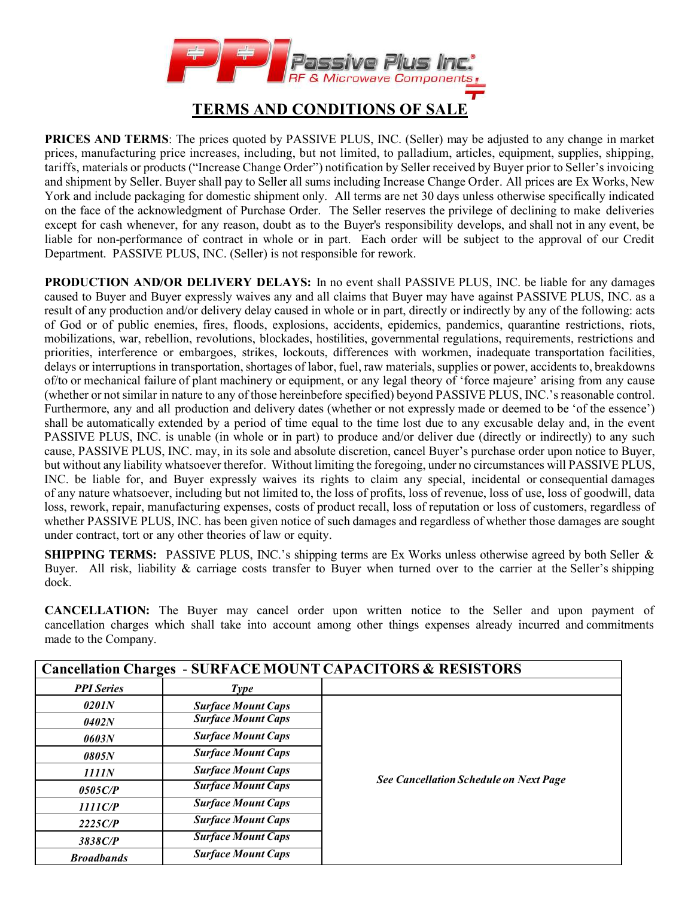# TERMS AND CONDITIONS OF SALE

**PRICES AND TERMS**: The prices quoted by PASSIVE PLUS, INC. (Seller) may be adjusted to any change in market prices, manufacturing price increases, including, but not limited, to palladium, articles, equipment, supplies, shipping, tariffs, materials or products ("Increase Change Order") notification by Seller received by Buyer prior to Seller's invoicing and shipment by Seller. Buyer shall pay to Seller all sums including Increase Change Order. All prices are Ex Works, New York and include packaging for domestic shipment only. All terms are net 30 days unless otherwise specifically indicated on the face of the acknowledgment of Purchase Order. The Seller reserves the privilege of declining to make deliveries except for cash whenever, for any reason, doubt as to the Buyer's responsibility develops, and shall not in any event, be liable for non-performance of contract in whole or in part. Each order will be subject to the approval of our Credit Department. PASSIVE PLUS, INC. (Seller) is not responsible for rework.

**PRODUCTION AND/OR DELIVERY DELAYS:** In no event shall PASSIVE PLUS, INC. be liable for any damages caused to Buyer and Buyer expressly waives any and all claims that Buyer may have against PASSIVE PLUS, INC. as a result of any production and/or delivery delay caused in whole or in part, directly or indirectly by any of the following: acts of God or of public enemies, fires, floods, explosions, accidents, epidemics, pandemics, quarantine restrictions, riots, mobilizations, war, rebellion, revolutions, blockades, hostilities, governmental regulations, requirements, restrictions and priorities, interference or embargoes, strikes, lockouts, differences with workmen, inadequate transportation facilities, delays or interruptions in transportation, shortages of labor, fuel, raw materials, supplies or power, accidents to, breakdowns of/to or mechanical failure of plant machinery or equipment, or any legal theory of 'force majeure' arising from any cause (whether or not similar in nature to any of those hereinbefore specified) beyond PASSIVE PLUS, INC.'s reasonable control. Furthermore, any and all production and delivery dates (whether or not expressly made or deemed to be 'of the essence') shall be automatically extended by a period of time equal to the time lost due to any excusable delay and, in the event PASSIVE PLUS, INC. is unable (in whole or in part) to produce and/or deliver due (directly or indirectly) to any such cause, PASSIVE PLUS, INC. may, in its sole and absolute discretion, cancel Buyer's purchase order upon notice to Buyer, but without any liability whatsoever therefor. Without limiting the foregoing, under no circumstances will PASSIVE PLUS, INC. be liable for, and Buyer expressly waives its rights to claim any special, incidental or consequential damages of any nature whatsoever, including but not limited to, the loss of profits, loss of revenue, loss of use, loss of goodwill, data loss, rework, repair, manufacturing expenses, costs of product recall, loss of reputation or loss of customers, regardless of whether PASSIVE PLUS, INC. has given notice of such damages and regardless of whether those damages are sought under contract, tort or any other theories of law or equity.

**SHIPPING TERMS:** PASSIVE PLUS, INC.'s shipping terms are Ex Works unless otherwise agreed by both Seller & Buyer. All risk, liability & carriage costs transfer to Buyer when turned over to the carrier at the Seller's shipping dock.

**CANCELLATION:** The Buyer may cancel order upon written notice to the Seller and upon payment of cancellation charges which shall take into account among other things expenses already incurred and commitments made to the Company.

| Cancellation Charges - SURFACE MOUNT CAPACITORS & RESISTORS | | |
|---|---|---|
| ***PPI Series*** | ***Type*** | |
| ***0201N*** | ***Surface Mount Caps*** | ***See Cancellation Schedule on Next Page*** |
| ***0402N*** | ***Surface Mount Caps*** | |
| ***0603N*** | ***Surface Mount Caps*** | |
| ***0805N*** | ***Surface Mount Caps*** | |
| ***1111N*** | ***Surface Mount Caps*** | |
| ***0505C/P*** | ***Surface Mount Caps*** | |
| ***1111C/P*** | ***Surface Mount Caps*** | |
| ***2225C/P*** | ***Surface Mount Caps*** | |
| ***3838C/P*** | ***Surface Mount Caps*** | |
| ***Broadbands*** | ***Surface Mount Caps*** | |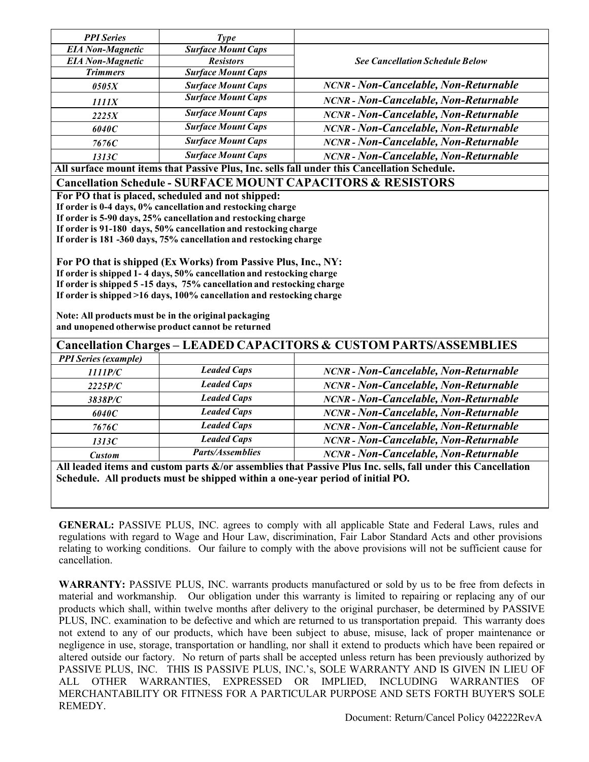| *PPI Series* | *Type* | |
|---|---|---|
| *EIA Non-Magnetic* | *Surface Mount Caps* | *See Cancellation Schedule Below* |
| *EIA Non-Magnetic* | *Resistors* | |
| *Trimmers* | *Surface Mount Caps* | |
| *0505X* | *Surface Mount Caps* | *NCNR - Non-Cancelable, Non-Returnable* |
| *1111X* | *Surface Mount Caps* | *NCNR - Non-Cancelable, Non-Returnable* |
| *2225X* | *Surface Mount Caps* | *NCNR - Non-Cancelable, Non-Returnable* |
| *6040C* | *Surface Mount Caps* | *NCNR - Non-Cancelable, Non-Returnable* |
| *7676C* | *Surface Mount Caps* | *NCNR - Non-Cancelable, Non-Returnable* |
| *1313C* | *Surface Mount Caps* | *NCNR - Non-Cancelable, Non-Returnable* |

**All surface mount items that Passive Plus, Inc. sells fall under this Cancellation Schedule.**

## Cancellation Schedule - SURFACE MOUNT CAPACITORS & RESISTORS

**For PO that is placed, scheduled and not shipped:**
**If order is 0-4 days, 0% cancellation and restocking charge**
**If order is 5-90 days, 25% cancellation and restocking charge**
**If order is 91-180 days, 50% cancellation and restocking charge**
**If order is 181 -360 days, 75% cancellation and restocking charge**

**For PO that is shipped (Ex Works) from Passive Plus, Inc., NY:**
**If order is shipped 1- 4 days, 50% cancellation and restocking charge**
**If order is shipped 5 -15 days, 75% cancellation and restocking charge**
**If order is shipped >16 days, 100% cancellation and restocking charge**

**Note: All products must be in the original packaging and unopened otherwise product cannot be returned**

## Cancellation Charges – LEADED CAPACITORS & CUSTOM PARTS/ASSEMBLIES

| *PPI Series (example)* | | |
|---|---|---|
| *1111P/C* | *Leaded Caps* | *NCNR - Non-Cancelable, Non-Returnable* |
| *2225P/C* | *Leaded Caps* | *NCNR - Non-Cancelable, Non-Returnable* |
| *3838P/C* | *Leaded Caps* | *NCNR - Non-Cancelable, Non-Returnable* |
| *6040C* | *Leaded Caps* | *NCNR - Non-Cancelable, Non-Returnable* |
| *7676C* | *Leaded Caps* | *NCNR - Non-Cancelable, Non-Returnable* |
| *1313C* | *Leaded Caps* | *NCNR - Non-Cancelable, Non-Returnable* |
| *Custom* | *Parts/Assemblies* | *NCNR - Non-Cancelable, Non-Returnable* |

**All leaded items and custom parts &/or assemblies that Passive Plus Inc. sells, fall under this Cancellation Schedule. All products must be shipped within a one-year period of initial PO.**

**GENERAL:** PASSIVE PLUS, INC. agrees to comply with all applicable State and Federal Laws, rules and regulations with regard to Wage and Hour Law, discrimination, Fair Labor Standard Acts and other provisions relating to working conditions. Our failure to comply with the above provisions will not be sufficient cause for cancellation.

**WARRANTY:** PASSIVE PLUS, INC. warrants products manufactured or sold by us to be free from defects in material and workmanship. Our obligation under this warranty is limited to repairing or replacing any of our products which shall, within twelve months after delivery to the original purchaser, be determined by PASSIVE PLUS, INC. examination to be defective and which are returned to us transportation prepaid. This warranty does not extend to any of our products, which have been subject to abuse, misuse, lack of proper maintenance or negligence in use, storage, transportation or handling, nor shall it extend to products which have been repaired or altered outside our factory. No return of parts shall be accepted unless return has been previously authorized by PASSIVE PLUS, INC. THIS IS PASSIVE PLUS, INC.'s, SOLE WARRANTY AND IS GIVEN IN LIEU OF ALL OTHER WARRANTIES, EXPRESSED OR IMPLIED, INCLUDING WARRANTIES OF MERCHANTABILITY OR FITNESS FOR A PARTICULAR PURPOSE AND SETS FORTH BUYER'S SOLE REMEDY.

Document: Return/Cancel Policy 042222RevA